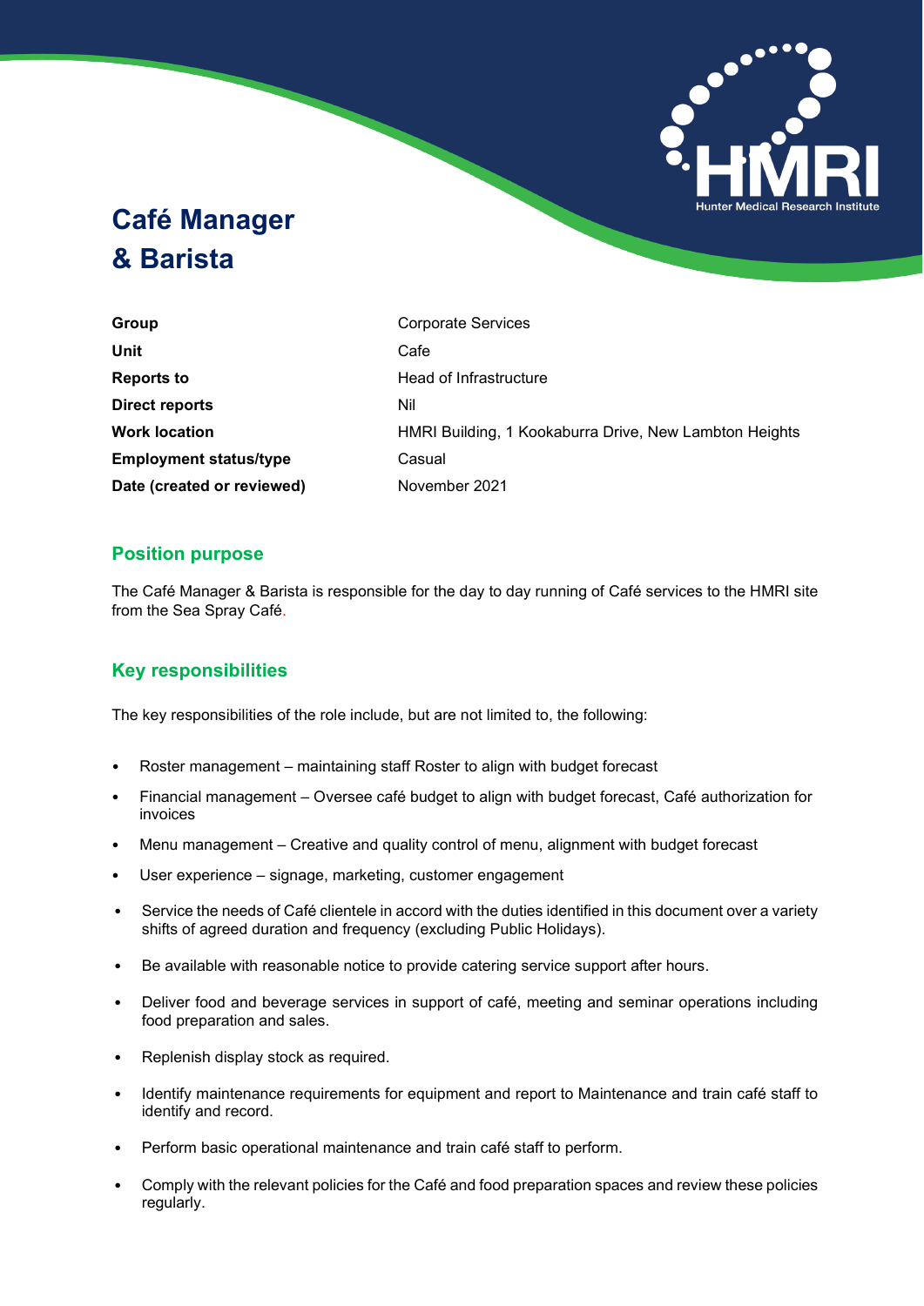# Café Manager & Barista

| | |
|---|---|
| **Group** | Corporate Services |
| **Unit** | Cafe |
| **Reports to** | Head of Infrastructure |
| **Direct reports** | Nil |
| **Work location** | HMRI Building, 1 Kookaburra Drive, New Lambton Heights |
| **Employment status/type** | Casual |
| **Date (created or reviewed)** | November 2021 |

## Position purpose

The Café Manager & Barista is responsible for the day to day running of Café services to the HMRI site from the Sea Spray Café.

## Key responsibilities

The key responsibilities of the role include, but are not limited to, the following:

- Roster management – maintaining staff Roster to align with budget forecast
- Financial management – Oversee café budget to align with budget forecast, Café authorization for invoices
- Menu management – Creative and quality control of menu, alignment with budget forecast
- User experience – signage, marketing, customer engagement
- Service the needs of Café clientele in accord with the duties identified in this document over a variety shifts of agreed duration and frequency (excluding Public Holidays).
- Be available with reasonable notice to provide catering service support after hours.
- Deliver food and beverage services in support of café, meeting and seminar operations including food preparation and sales.
- Replenish display stock as required.
- Identify maintenance requirements for equipment and report to Maintenance and train café staff to identify and record.
- Perform basic operational maintenance and train café staff to perform.
- Comply with the relevant policies for the Café and food preparation spaces and review these policies regularly.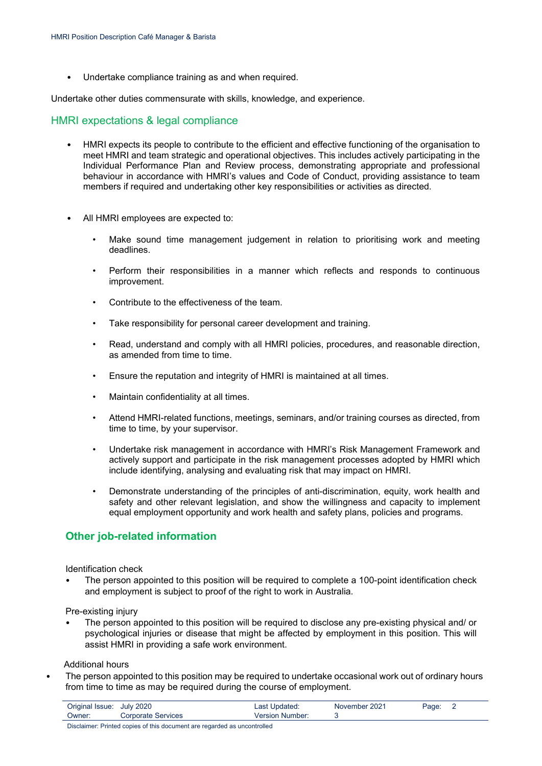- Undertake compliance training as and when required.

Undertake other duties commensurate with skills, knowledge, and experience.

## HMRI expectations & legal compliance

- HMRI expects its people to contribute to the efficient and effective functioning of the organisation to meet HMRI and team strategic and operational objectives. This includes actively participating in the Individual Performance Plan and Review process, demonstrating appropriate and professional behaviour in accordance with HMRI's values and Code of Conduct, providing assistance to team members if required and undertaking other key responsibilities or activities as directed.

- All HMRI employees are expected to:
  - Make sound time management judgement in relation to prioritising work and meeting deadlines.
  - Perform their responsibilities in a manner which reflects and responds to continuous improvement.
  - Contribute to the effectiveness of the team.
  - Take responsibility for personal career development and training.
  - Read, understand and comply with all HMRI policies, procedures, and reasonable direction, as amended from time to time.
  - Ensure the reputation and integrity of HMRI is maintained at all times.
  - Maintain confidentiality at all times.
  - Attend HMRI-related functions, meetings, seminars, and/or training courses as directed, from time to time, by your supervisor.
  - Undertake risk management in accordance with HMRI's Risk Management Framework and actively support and participate in the risk management processes adopted by HMRI which include identifying, analysing and evaluating risk that may impact on HMRI.
  - Demonstrate understanding of the principles of anti-discrimination, equity, work health and safety and other relevant legislation, and show the willingness and capacity to implement equal employment opportunity and work health and safety plans, policies and programs.

## Other job-related information

Identification check

- The person appointed to this position will be required to complete a 100-point identification check and employment is subject to proof of the right to work in Australia.

Pre-existing injury

- The person appointed to this position will be required to disclose any pre-existing physical and/ or psychological injuries or disease that might be affected by employment in this position. This will assist HMRI in providing a safe work environment.

Additional hours

- The person appointed to this position may be required to undertake occasional work out of ordinary hours from time to time as may be required during the course of employment.

| Original Issue: | July 2020 | Last Updated: | November 2021 |
|---|---|---|---|
| Owner: | Corporate Services | Version Number: | 3 |

Disclaimer: Printed copies of this document are regarded as uncontrolled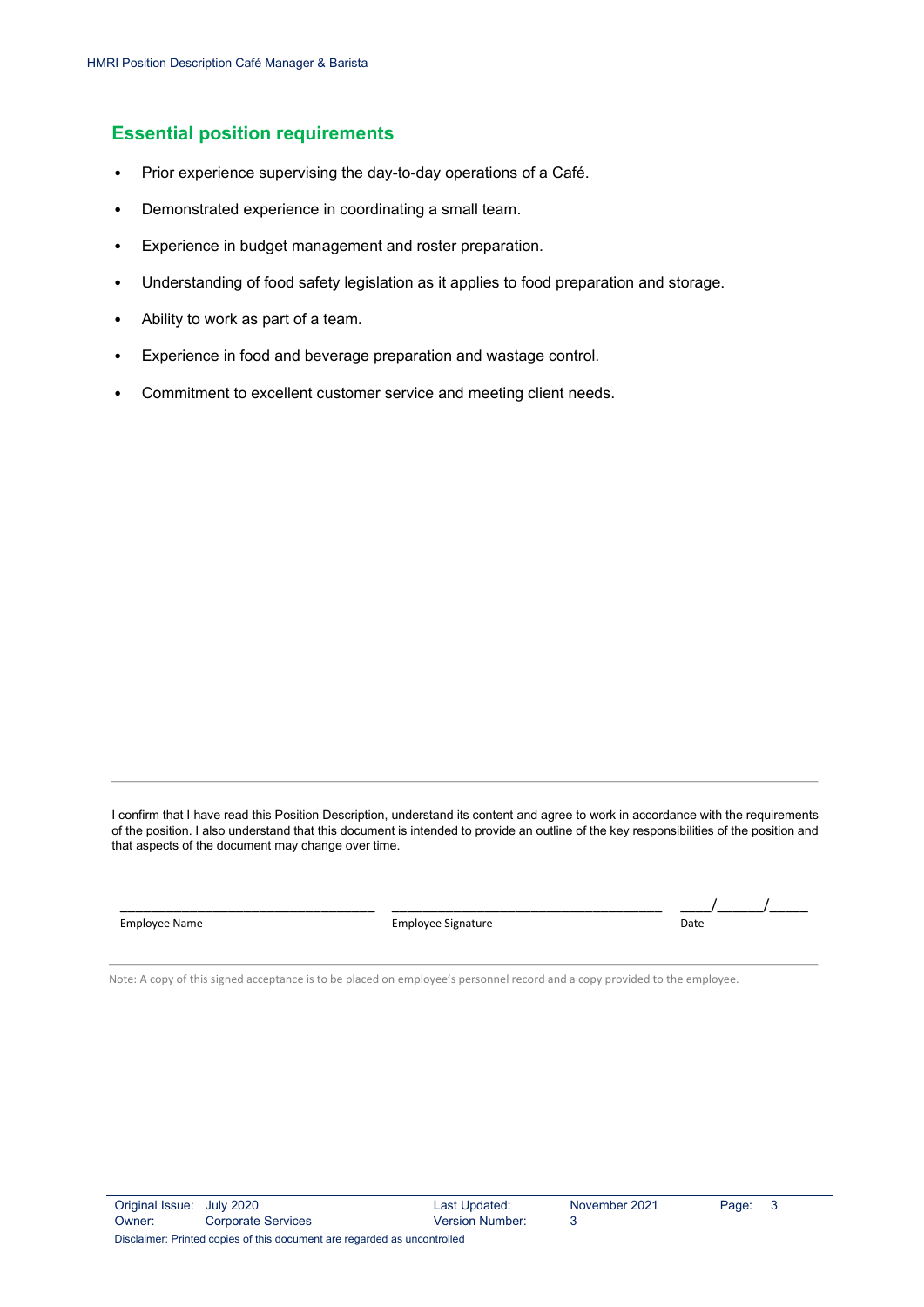## Essential position requirements

- Prior experience supervising the day-to-day operations of a Café.
- Demonstrated experience in coordinating a small team.
- Experience in budget management and roster preparation.
- Understanding of food safety legislation as it applies to food preparation and storage.
- Ability to work as part of a team.
- Experience in food and beverage preparation and wastage control.
- Commitment to excellent customer service and meeting client needs.

---

I confirm that I have read this Position Description, understand its content and agree to work in accordance with the requirements of the position. I also understand that this document is intended to provide an outline of the key responsibilities of the position and that aspects of the document may change over time.

| | | |
|---|---|---|
| ________________________________ | ________________________________ | ____/______/_____ |
| Employee Name | Employee Signature | Date |

---

Note: A copy of this signed acceptance is to be placed on employee's personnel record and a copy provided to the employee.

| | | | | | |
|---|---|---|---|---|---|
| Original Issue: | July 2020 | Last Updated: | November 2021 | Page: | 3 |
| Owner: | Corporate Services | Version Number: | 3 | | |

Disclaimer: Printed copies of this document are regarded as uncontrolled